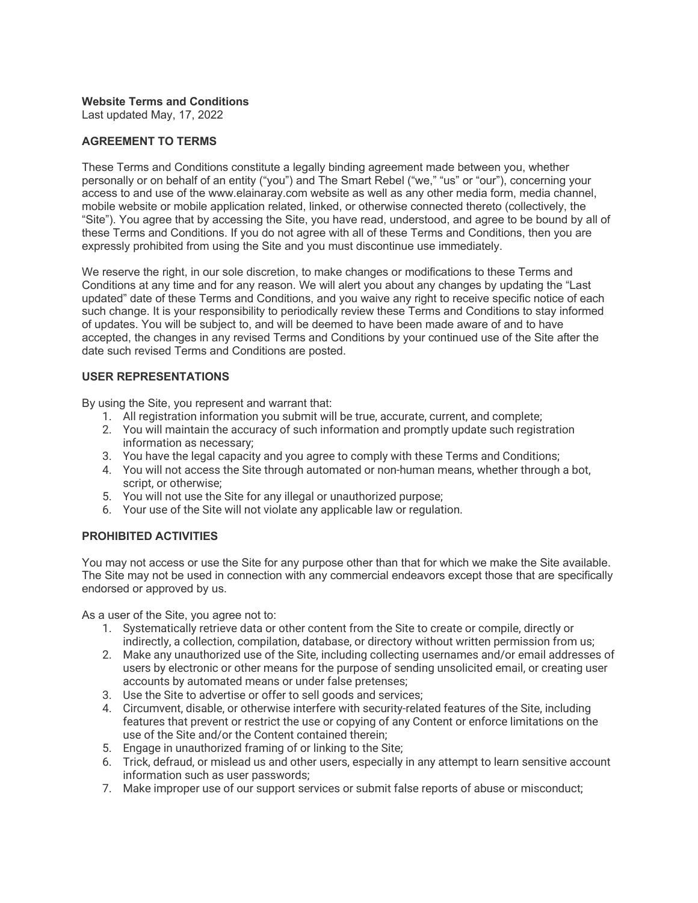**Website Terms and Conditions**

Last updated May, 17, 2022

**AGREEMENT TO TERMS**

These Terms and Conditions constitute a legally binding agreement made between you, whether personally or on behalf of an entity ("you") and The Smart Rebel ("we," "us" or "our"), concerning your access to and use of the www.elainaray.com website as well as any other media form, media channel, mobile website or mobile application related, linked, or otherwise connected thereto (collectively, the "Site"). You agree that by accessing the Site, you have read, understood, and agree to be bound by all of these Terms and Conditions. If you do not agree with all of these Terms and Conditions, then you are expressly prohibited from using the Site and you must discontinue use immediately.

We reserve the right, in our sole discretion, to make changes or modifications to these Terms and Conditions at any time and for any reason. We will alert you about any changes by updating the "Last updated" date of these Terms and Conditions, and you waive any right to receive specific notice of each such change. It is your responsibility to periodically review these Terms and Conditions to stay informed of updates. You will be subject to, and will be deemed to have been made aware of and to have accepted, the changes in any revised Terms and Conditions by your continued use of the Site after the date such revised Terms and Conditions are posted.

**USER REPRESENTATIONS**

By using the Site, you represent and warrant that:

1. All registration information you submit will be true, accurate, current, and complete;
2. You will maintain the accuracy of such information and promptly update such registration information as necessary;
3. You have the legal capacity and you agree to comply with these Terms and Conditions;
4. You will not access the Site through automated or non-human means, whether through a bot, script, or otherwise;
5. You will not use the Site for any illegal or unauthorized purpose;
6. Your use of the Site will not violate any applicable law or regulation.

**PROHIBITED ACTIVITIES**

You may not access or use the Site for any purpose other than that for which we make the Site available. The Site may not be used in connection with any commercial endeavors except those that are specifically endorsed or approved by us.

As a user of the Site, you agree not to:

1. Systematically retrieve data or other content from the Site to create or compile, directly or indirectly, a collection, compilation, database, or directory without written permission from us;
2. Make any unauthorized use of the Site, including collecting usernames and/or email addresses of users by electronic or other means for the purpose of sending unsolicited email, or creating user accounts by automated means or under false pretenses;
3. Use the Site to advertise or offer to sell goods and services;
4. Circumvent, disable, or otherwise interfere with security-related features of the Site, including features that prevent or restrict the use or copying of any Content or enforce limitations on the use of the Site and/or the Content contained therein;
5. Engage in unauthorized framing of or linking to the Site;
6. Trick, defraud, or mislead us and other users, especially in any attempt to learn sensitive account information such as user passwords;
7. Make improper use of our support services or submit false reports of abuse or misconduct;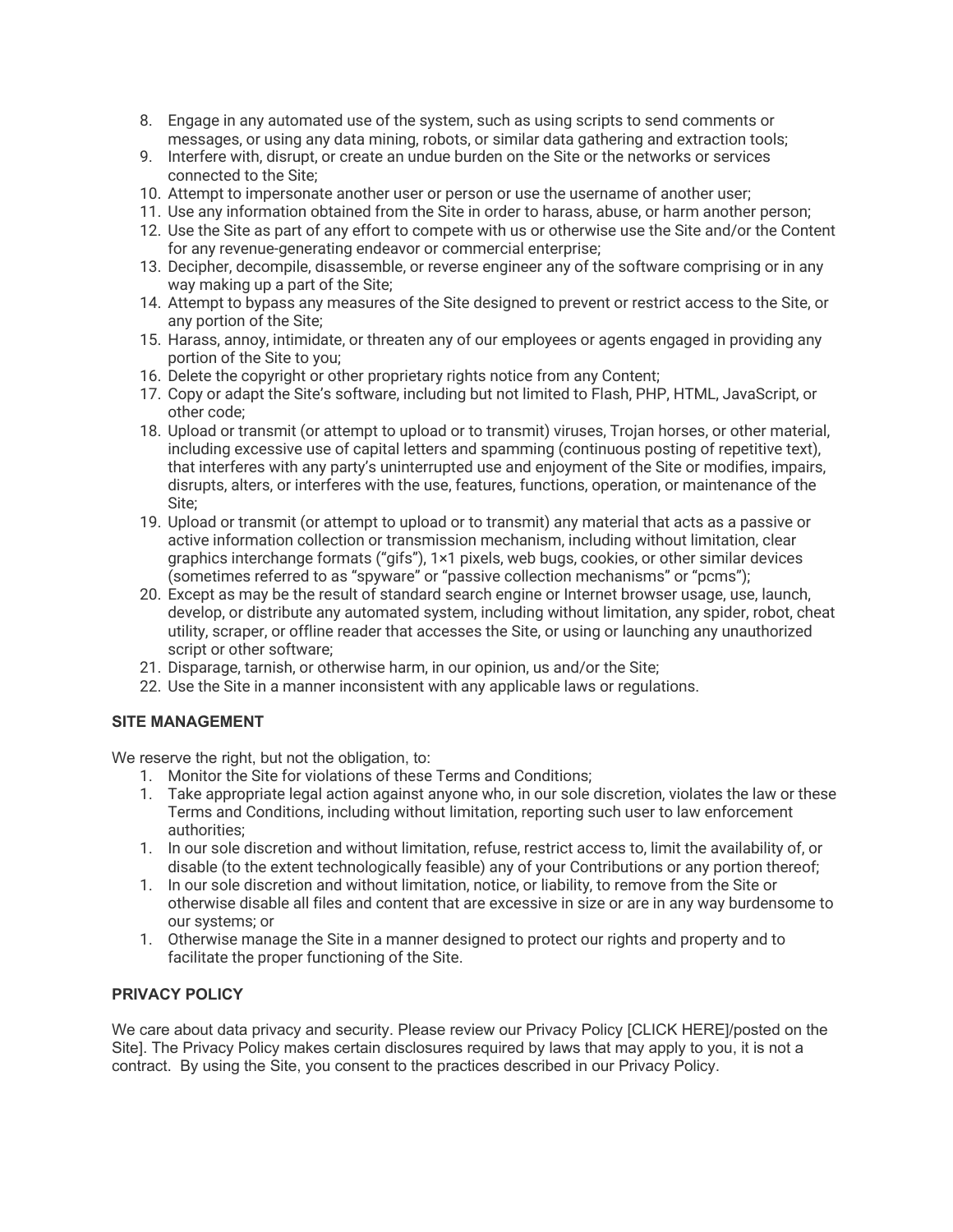8. Engage in any automated use of the system, such as using scripts to send comments or messages, or using any data mining, robots, or similar data gathering and extraction tools;
9. Interfere with, disrupt, or create an undue burden on the Site or the networks or services connected to the Site;
10. Attempt to impersonate another user or person or use the username of another user;
11. Use any information obtained from the Site in order to harass, abuse, or harm another person;
12. Use the Site as part of any effort to compete with us or otherwise use the Site and/or the Content for any revenue-generating endeavor or commercial enterprise;
13. Decipher, decompile, disassemble, or reverse engineer any of the software comprising or in any way making up a part of the Site;
14. Attempt to bypass any measures of the Site designed to prevent or restrict access to the Site, or any portion of the Site;
15. Harass, annoy, intimidate, or threaten any of our employees or agents engaged in providing any portion of the Site to you;
16. Delete the copyright or other proprietary rights notice from any Content;
17. Copy or adapt the Site's software, including but not limited to Flash, PHP, HTML, JavaScript, or other code;
18. Upload or transmit (or attempt to upload or to transmit) viruses, Trojan horses, or other material, including excessive use of capital letters and spamming (continuous posting of repetitive text), that interferes with any party's uninterrupted use and enjoyment of the Site or modifies, impairs, disrupts, alters, or interferes with the use, features, functions, operation, or maintenance of the Site;
19. Upload or transmit (or attempt to upload or to transmit) any material that acts as a passive or active information collection or transmission mechanism, including without limitation, clear graphics interchange formats ("gifs"), 1×1 pixels, web bugs, cookies, or other similar devices (sometimes referred to as "spyware" or "passive collection mechanisms" or "pcms");
20. Except as may be the result of standard search engine or Internet browser usage, use, launch, develop, or distribute any automated system, including without limitation, any spider, robot, cheat utility, scraper, or offline reader that accesses the Site, or using or launching any unauthorized script or other software;
21. Disparage, tarnish, or otherwise harm, in our opinion, us and/or the Site;
22. Use the Site in a manner inconsistent with any applicable laws or regulations.

**SITE MANAGEMENT**

We reserve the right, but not the obligation, to:

1. Monitor the Site for violations of these Terms and Conditions;
1. Take appropriate legal action against anyone who, in our sole discretion, violates the law or these Terms and Conditions, including without limitation, reporting such user to law enforcement authorities;
1. In our sole discretion and without limitation, refuse, restrict access to, limit the availability of, or disable (to the extent technologically feasible) any of your Contributions or any portion thereof;
1. In our sole discretion and without limitation, notice, or liability, to remove from the Site or otherwise disable all files and content that are excessive in size or are in any way burdensome to our systems; or
1. Otherwise manage the Site in a manner designed to protect our rights and property and to facilitate the proper functioning of the Site.

**PRIVACY POLICY**

We care about data privacy and security. Please review our Privacy Policy [CLICK HERE]/posted on the Site]. The Privacy Policy makes certain disclosures required by laws that may apply to you, it is not a contract. By using the Site, you consent to the practices described in our Privacy Policy.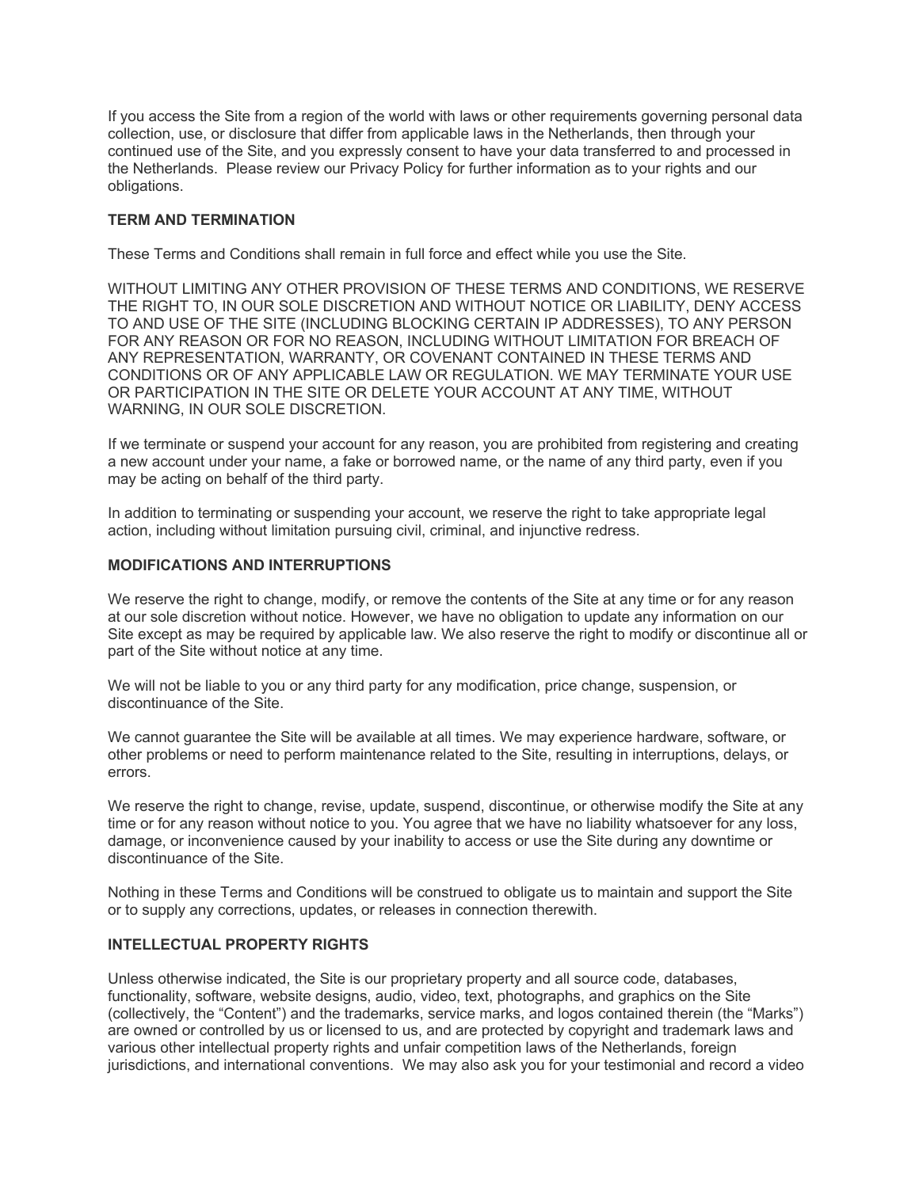If you access the Site from a region of the world with laws or other requirements governing personal data collection, use, or disclosure that differ from applicable laws in the Netherlands, then through your continued use of the Site, and you expressly consent to have your data transferred to and processed in the Netherlands. Please review our Privacy Policy for further information as to your rights and our obligations.

**TERM AND TERMINATION**

These Terms and Conditions shall remain in full force and effect while you use the Site.

WITHOUT LIMITING ANY OTHER PROVISION OF THESE TERMS AND CONDITIONS, WE RESERVE THE RIGHT TO, IN OUR SOLE DISCRETION AND WITHOUT NOTICE OR LIABILITY, DENY ACCESS TO AND USE OF THE SITE (INCLUDING BLOCKING CERTAIN IP ADDRESSES), TO ANY PERSON FOR ANY REASON OR FOR NO REASON, INCLUDING WITHOUT LIMITATION FOR BREACH OF ANY REPRESENTATION, WARRANTY, OR COVENANT CONTAINED IN THESE TERMS AND CONDITIONS OR OF ANY APPLICABLE LAW OR REGULATION. WE MAY TERMINATE YOUR USE OR PARTICIPATION IN THE SITE OR DELETE YOUR ACCOUNT AT ANY TIME, WITHOUT WARNING, IN OUR SOLE DISCRETION.

If we terminate or suspend your account for any reason, you are prohibited from registering and creating a new account under your name, a fake or borrowed name, or the name of any third party, even if you may be acting on behalf of the third party.

In addition to terminating or suspending your account, we reserve the right to take appropriate legal action, including without limitation pursuing civil, criminal, and injunctive redress.

**MODIFICATIONS AND INTERRUPTIONS**

We reserve the right to change, modify, or remove the contents of the Site at any time or for any reason at our sole discretion without notice. However, we have no obligation to update any information on our Site except as may be required by applicable law. We also reserve the right to modify or discontinue all or part of the Site without notice at any time.

We will not be liable to you or any third party for any modification, price change, suspension, or discontinuance of the Site.

We cannot guarantee the Site will be available at all times. We may experience hardware, software, or other problems or need to perform maintenance related to the Site, resulting in interruptions, delays, or errors.

We reserve the right to change, revise, update, suspend, discontinue, or otherwise modify the Site at any time or for any reason without notice to you. You agree that we have no liability whatsoever for any loss, damage, or inconvenience caused by your inability to access or use the Site during any downtime or discontinuance of the Site.

Nothing in these Terms and Conditions will be construed to obligate us to maintain and support the Site or to supply any corrections, updates, or releases in connection therewith.

**INTELLECTUAL PROPERTY RIGHTS**

Unless otherwise indicated, the Site is our proprietary property and all source code, databases, functionality, software, website designs, audio, video, text, photographs, and graphics on the Site (collectively, the "Content") and the trademarks, service marks, and logos contained therein (the "Marks") are owned or controlled by us or licensed to us, and are protected by copyright and trademark laws and various other intellectual property rights and unfair competition laws of the Netherlands, foreign jurisdictions, and international conventions. We may also ask you for your testimonial and record a video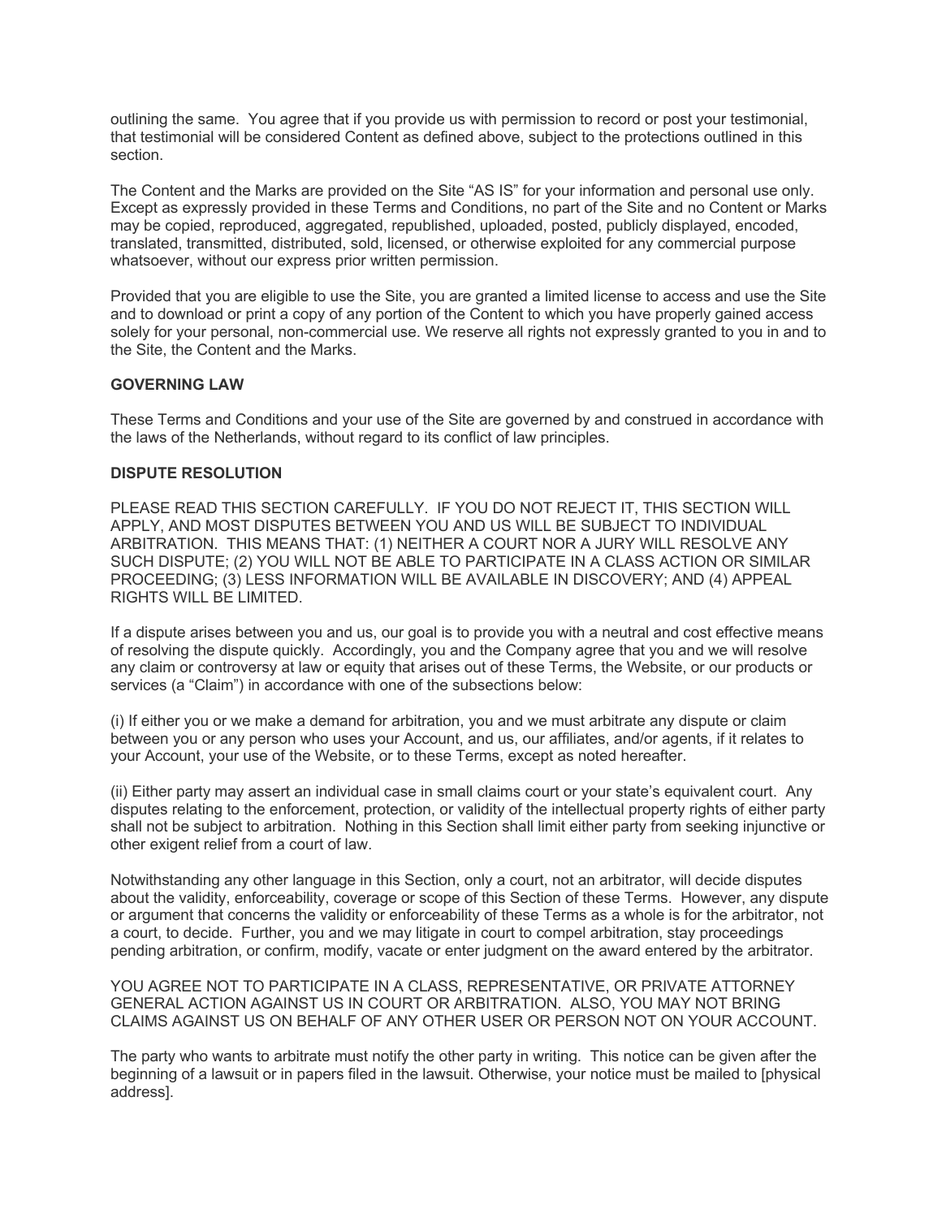outlining the same. You agree that if you provide us with permission to record or post your testimonial, that testimonial will be considered Content as defined above, subject to the protections outlined in this section.

The Content and the Marks are provided on the Site "AS IS" for your information and personal use only. Except as expressly provided in these Terms and Conditions, no part of the Site and no Content or Marks may be copied, reproduced, aggregated, republished, uploaded, posted, publicly displayed, encoded, translated, transmitted, distributed, sold, licensed, or otherwise exploited for any commercial purpose whatsoever, without our express prior written permission.

Provided that you are eligible to use the Site, you are granted a limited license to access and use the Site and to download or print a copy of any portion of the Content to which you have properly gained access solely for your personal, non-commercial use. We reserve all rights not expressly granted to you in and to the Site, the Content and the Marks.

**GOVERNING LAW**

These Terms and Conditions and your use of the Site are governed by and construed in accordance with the laws of the Netherlands, without regard to its conflict of law principles.

**DISPUTE RESOLUTION**

PLEASE READ THIS SECTION CAREFULLY. IF YOU DO NOT REJECT IT, THIS SECTION WILL APPLY, AND MOST DISPUTES BETWEEN YOU AND US WILL BE SUBJECT TO INDIVIDUAL ARBITRATION. THIS MEANS THAT: (1) NEITHER A COURT NOR A JURY WILL RESOLVE ANY SUCH DISPUTE; (2) YOU WILL NOT BE ABLE TO PARTICIPATE IN A CLASS ACTION OR SIMILAR PROCEEDING; (3) LESS INFORMATION WILL BE AVAILABLE IN DISCOVERY; AND (4) APPEAL RIGHTS WILL BE LIMITED.

If a dispute arises between you and us, our goal is to provide you with a neutral and cost effective means of resolving the dispute quickly. Accordingly, you and the Company agree that you and we will resolve any claim or controversy at law or equity that arises out of these Terms, the Website, or our products or services (a "Claim") in accordance with one of the subsections below:

(i) If either you or we make a demand for arbitration, you and we must arbitrate any dispute or claim between you or any person who uses your Account, and us, our affiliates, and/or agents, if it relates to your Account, your use of the Website, or to these Terms, except as noted hereafter.

(ii) Either party may assert an individual case in small claims court or your state's equivalent court. Any disputes relating to the enforcement, protection, or validity of the intellectual property rights of either party shall not be subject to arbitration. Nothing in this Section shall limit either party from seeking injunctive or other exigent relief from a court of law.

Notwithstanding any other language in this Section, only a court, not an arbitrator, will decide disputes about the validity, enforceability, coverage or scope of this Section of these Terms. However, any dispute or argument that concerns the validity or enforceability of these Terms as a whole is for the arbitrator, not a court, to decide. Further, you and we may litigate in court to compel arbitration, stay proceedings pending arbitration, or confirm, modify, vacate or enter judgment on the award entered by the arbitrator.

YOU AGREE NOT TO PARTICIPATE IN A CLASS, REPRESENTATIVE, OR PRIVATE ATTORNEY GENERAL ACTION AGAINST US IN COURT OR ARBITRATION. ALSO, YOU MAY NOT BRING CLAIMS AGAINST US ON BEHALF OF ANY OTHER USER OR PERSON NOT ON YOUR ACCOUNT.

The party who wants to arbitrate must notify the other party in writing. This notice can be given after the beginning of a lawsuit or in papers filed in the lawsuit. Otherwise, your notice must be mailed to [physical address].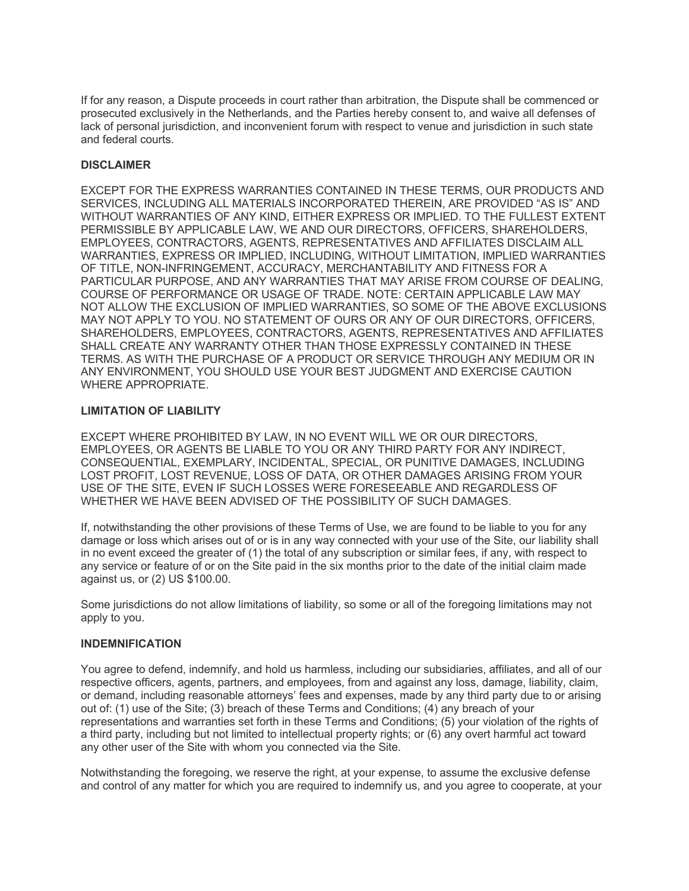If for any reason, a Dispute proceeds in court rather than arbitration, the Dispute shall be commenced or prosecuted exclusively in the Netherlands, and the Parties hereby consent to, and waive all defenses of lack of personal jurisdiction, and inconvenient forum with respect to venue and jurisdiction in such state and federal courts.

**DISCLAIMER**

EXCEPT FOR THE EXPRESS WARRANTIES CONTAINED IN THESE TERMS, OUR PRODUCTS AND SERVICES, INCLUDING ALL MATERIALS INCORPORATED THEREIN, ARE PROVIDED "AS IS" AND WITHOUT WARRANTIES OF ANY KIND, EITHER EXPRESS OR IMPLIED. TO THE FULLEST EXTENT PERMISSIBLE BY APPLICABLE LAW, WE AND OUR DIRECTORS, OFFICERS, SHAREHOLDERS, EMPLOYEES, CONTRACTORS, AGENTS, REPRESENTATIVES AND AFFILIATES DISCLAIM ALL WARRANTIES, EXPRESS OR IMPLIED, INCLUDING, WITHOUT LIMITATION, IMPLIED WARRANTIES OF TITLE, NON-INFRINGEMENT, ACCURACY, MERCHANTABILITY AND FITNESS FOR A PARTICULAR PURPOSE, AND ANY WARRANTIES THAT MAY ARISE FROM COURSE OF DEALING, COURSE OF PERFORMANCE OR USAGE OF TRADE. NOTE: CERTAIN APPLICABLE LAW MAY NOT ALLOW THE EXCLUSION OF IMPLIED WARRANTIES, SO SOME OF THE ABOVE EXCLUSIONS MAY NOT APPLY TO YOU. NO STATEMENT OF OURS OR ANY OF OUR DIRECTORS, OFFICERS, SHAREHOLDERS, EMPLOYEES, CONTRACTORS, AGENTS, REPRESENTATIVES AND AFFILIATES SHALL CREATE ANY WARRANTY OTHER THAN THOSE EXPRESSLY CONTAINED IN THESE TERMS. AS WITH THE PURCHASE OF A PRODUCT OR SERVICE THROUGH ANY MEDIUM OR IN ANY ENVIRONMENT, YOU SHOULD USE YOUR BEST JUDGMENT AND EXERCISE CAUTION WHERE APPROPRIATE.

**LIMITATION OF LIABILITY**

EXCEPT WHERE PROHIBITED BY LAW, IN NO EVENT WILL WE OR OUR DIRECTORS, EMPLOYEES, OR AGENTS BE LIABLE TO YOU OR ANY THIRD PARTY FOR ANY INDIRECT, CONSEQUENTIAL, EXEMPLARY, INCIDENTAL, SPECIAL, OR PUNITIVE DAMAGES, INCLUDING LOST PROFIT, LOST REVENUE, LOSS OF DATA, OR OTHER DAMAGES ARISING FROM YOUR USE OF THE SITE, EVEN IF SUCH LOSSES WERE FORESEEABLE AND REGARDLESS OF WHETHER WE HAVE BEEN ADVISED OF THE POSSIBILITY OF SUCH DAMAGES.

If, notwithstanding the other provisions of these Terms of Use, we are found to be liable to you for any damage or loss which arises out of or is in any way connected with your use of the Site, our liability shall in no event exceed the greater of (1) the total of any subscription or similar fees, if any, with respect to any service or feature of or on the Site paid in the six months prior to the date of the initial claim made against us, or (2) US $100.00.

Some jurisdictions do not allow limitations of liability, so some or all of the foregoing limitations may not apply to you.

**INDEMNIFICATION**

You agree to defend, indemnify, and hold us harmless, including our subsidiaries, affiliates, and all of our respective officers, agents, partners, and employees, from and against any loss, damage, liability, claim, or demand, including reasonable attorneys' fees and expenses, made by any third party due to or arising out of: (1) use of the Site; (3) breach of these Terms and Conditions; (4) any breach of your representations and warranties set forth in these Terms and Conditions; (5) your violation of the rights of a third party, including but not limited to intellectual property rights; or (6) any overt harmful act toward any other user of the Site with whom you connected via the Site.

Notwithstanding the foregoing, we reserve the right, at your expense, to assume the exclusive defense and control of any matter for which you are required to indemnify us, and you agree to cooperate, at your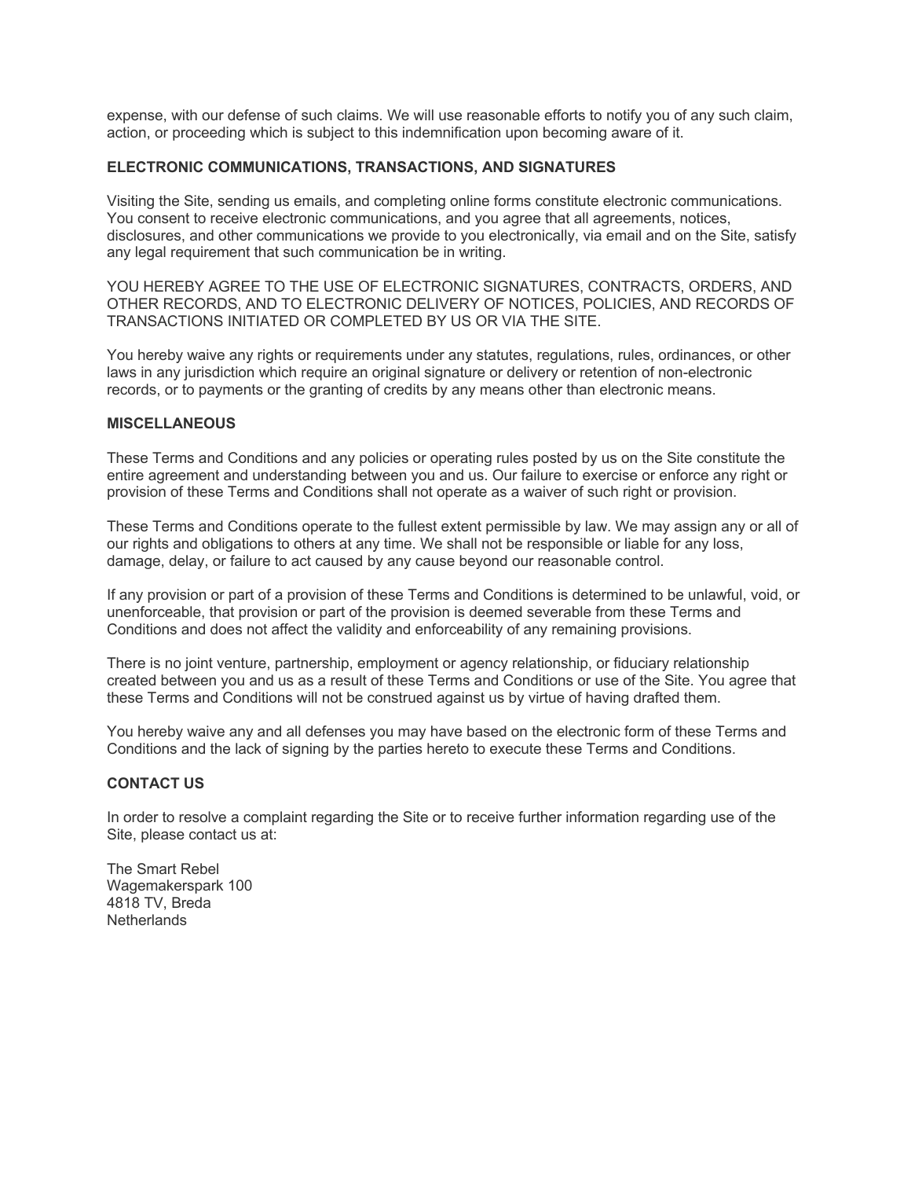expense, with our defense of such claims. We will use reasonable efforts to notify you of any such claim, action, or proceeding which is subject to this indemnification upon becoming aware of it.

**ELECTRONIC COMMUNICATIONS, TRANSACTIONS, AND SIGNATURES**

Visiting the Site, sending us emails, and completing online forms constitute electronic communications. You consent to receive electronic communications, and you agree that all agreements, notices, disclosures, and other communications we provide to you electronically, via email and on the Site, satisfy any legal requirement that such communication be in writing.

YOU HEREBY AGREE TO THE USE OF ELECTRONIC SIGNATURES, CONTRACTS, ORDERS, AND OTHER RECORDS, AND TO ELECTRONIC DELIVERY OF NOTICES, POLICIES, AND RECORDS OF TRANSACTIONS INITIATED OR COMPLETED BY US OR VIA THE SITE.

You hereby waive any rights or requirements under any statutes, regulations, rules, ordinances, or other laws in any jurisdiction which require an original signature or delivery or retention of non-electronic records, or to payments or the granting of credits by any means other than electronic means.

**MISCELLANEOUS**

These Terms and Conditions and any policies or operating rules posted by us on the Site constitute the entire agreement and understanding between you and us. Our failure to exercise or enforce any right or provision of these Terms and Conditions shall not operate as a waiver of such right or provision.

These Terms and Conditions operate to the fullest extent permissible by law. We may assign any or all of our rights and obligations to others at any time. We shall not be responsible or liable for any loss, damage, delay, or failure to act caused by any cause beyond our reasonable control.

If any provision or part of a provision of these Terms and Conditions is determined to be unlawful, void, or unenforceable, that provision or part of the provision is deemed severable from these Terms and Conditions and does not affect the validity and enforceability of any remaining provisions.

There is no joint venture, partnership, employment or agency relationship, or fiduciary relationship created between you and us as a result of these Terms and Conditions or use of the Site. You agree that these Terms and Conditions will not be construed against us by virtue of having drafted them.

You hereby waive any and all defenses you may have based on the electronic form of these Terms and Conditions and the lack of signing by the parties hereto to execute these Terms and Conditions.

**CONTACT US**

In order to resolve a complaint regarding the Site or to receive further information regarding use of the Site, please contact us at:

The Smart Rebel
Wagemakerspark 100
4818 TV, Breda
Netherlands